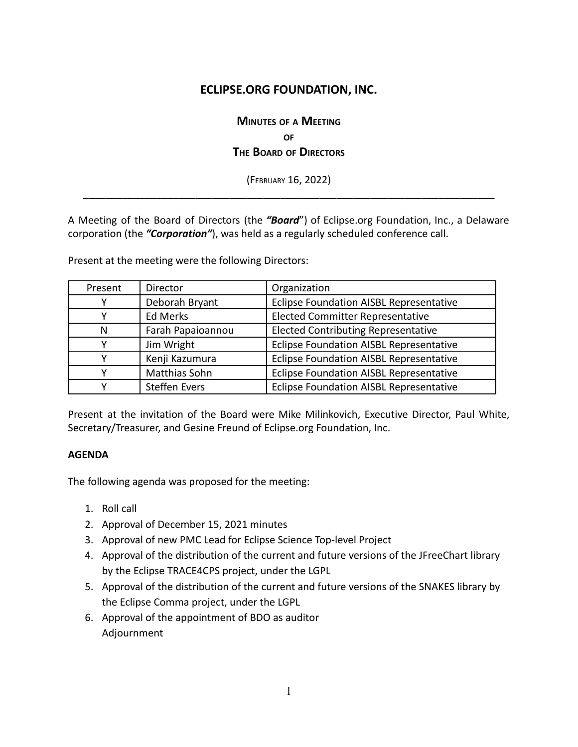# ECLIPSE.ORG FOUNDATION, INC.

## MINUTES OF A MEETING OF THE BOARD OF DIRECTORS

(FEBRUARY 16, 2022)

---

A Meeting of the Board of Directors (the ***"Board"***) of Eclipse.org Foundation, Inc., a Delaware corporation (the ***"Corporation"***), was held as a regularly scheduled conference call.

Present at the meeting were the following Directors:

| Present | Director | Organization |
|---|---|---|
| Y | Deborah Bryant | Eclipse Foundation AISBL Representative |
| Y | Ed Merks | Elected Committer Representative |
| N | Farah Papaioannou | Elected Contributing Representative |
| Y | Jim Wright | Eclipse Foundation AISBL Representative |
| Y | Kenji Kazumura | Eclipse Foundation AISBL Representative |
| Y | Matthias Sohn | Eclipse Foundation AISBL Representative |
| Y | Steffen Evers | Eclipse Foundation AISBL Representative |

Present at the invitation of the Board were Mike Milinkovich, Executive Director, Paul White, Secretary/Treasurer, and Gesine Freund of Eclipse.org Foundation, Inc.

**AGENDA**

The following agenda was proposed for the meeting:

1. Roll call
2. Approval of December 15, 2021 minutes
3. Approval of new PMC Lead for Eclipse Science Top-level Project
4. Approval of the distribution of the current and future versions of the JFreeChart library by the Eclipse TRACE4CPS project, under the LGPL
5. Approval of the distribution of the current and future versions of the SNAKES library by the Eclipse Comma project, under the LGPL
6. Approval of the appointment of BDO as auditor
   Adjournment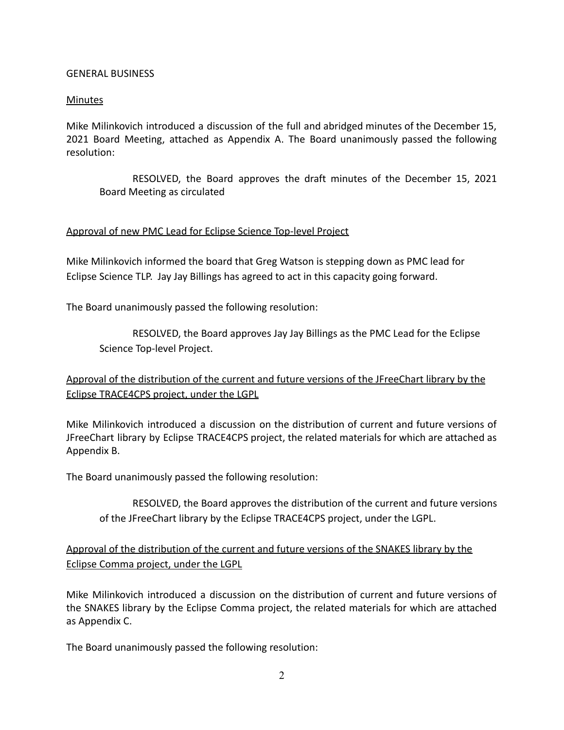GENERAL BUSINESS

Minutes

Mike Milinkovich introduced a discussion of the full and abridged minutes of the December 15, 2021 Board Meeting, attached as Appendix A. The Board unanimously passed the following resolution:

> RESOLVED, the Board approves the draft minutes of the December 15, 2021 Board Meeting as circulated

Approval of new PMC Lead for Eclipse Science Top-level Project

Mike Milinkovich informed the board that Greg Watson is stepping down as PMC lead for Eclipse Science TLP. Jay Jay Billings has agreed to act in this capacity going forward.

The Board unanimously passed the following resolution:

> RESOLVED, the Board approves Jay Jay Billings as the PMC Lead for the Eclipse Science Top-level Project.

Approval of the distribution of the current and future versions of the JFreeChart library by the Eclipse TRACE4CPS project, under the LGPL

Mike Milinkovich introduced a discussion on the distribution of current and future versions of JFreeChart library by Eclipse TRACE4CPS project, the related materials for which are attached as Appendix B.

The Board unanimously passed the following resolution:

> RESOLVED, the Board approves the distribution of the current and future versions of the JFreeChart library by the Eclipse TRACE4CPS project, under the LGPL.

Approval of the distribution of the current and future versions of the SNAKES library by the Eclipse Comma project, under the LGPL

Mike Milinkovich introduced a discussion on the distribution of current and future versions of the SNAKES library by the Eclipse Comma project, the related materials for which are attached as Appendix C.

The Board unanimously passed the following resolution: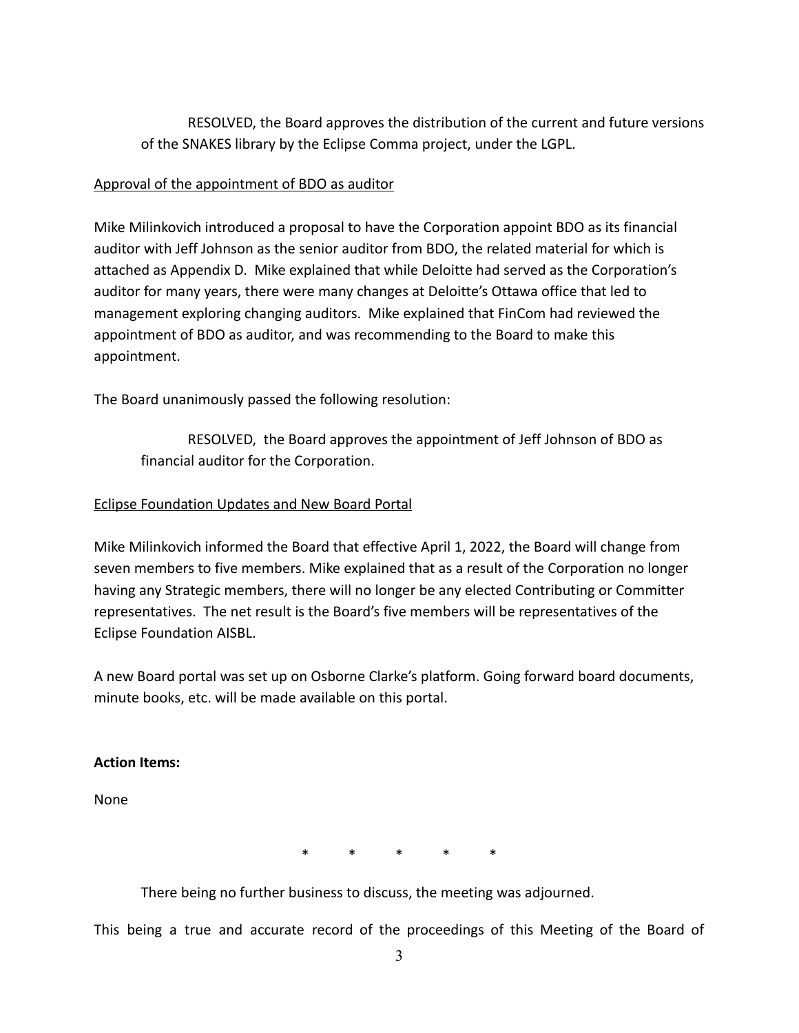RESOLVED, the Board approves the distribution of the current and future versions of the SNAKES library by the Eclipse Comma project, under the LGPL.

Approval of the appointment of BDO as auditor

Mike Milinkovich introduced a proposal to have the Corporation appoint BDO as its financial auditor with Jeff Johnson as the senior auditor from BDO, the related material for which is attached as Appendix D. Mike explained that while Deloitte had served as the Corporation's auditor for many years, there were many changes at Deloitte's Ottawa office that led to management exploring changing auditors. Mike explained that FinCom had reviewed the appointment of BDO as auditor, and was recommending to the Board to make this appointment.

The Board unanimously passed the following resolution:

RESOLVED, the Board approves the appointment of Jeff Johnson of BDO as financial auditor for the Corporation.

Eclipse Foundation Updates and New Board Portal

Mike Milinkovich informed the Board that effective April 1, 2022, the Board will change from seven members to five members. Mike explained that as a result of the Corporation no longer having any Strategic members, there will no longer be any elected Contributing or Committer representatives. The net result is the Board's five members will be representatives of the Eclipse Foundation AISBL.

A new Board portal was set up on Osborne Clarke's platform. Going forward board documents, minute books, etc. will be made available on this portal.

**Action Items:**

None

\* \* \* \* \*

There being no further business to discuss, the meeting was adjourned.

This being a true and accurate record of the proceedings of this Meeting of the Board of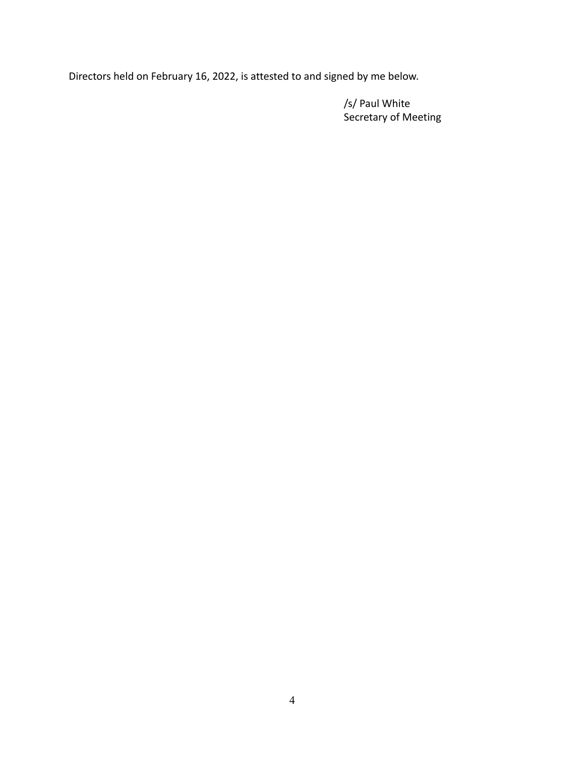Directors held on February 16, 2022, is attested to and signed by me below.

/s/ Paul White
Secretary of Meeting